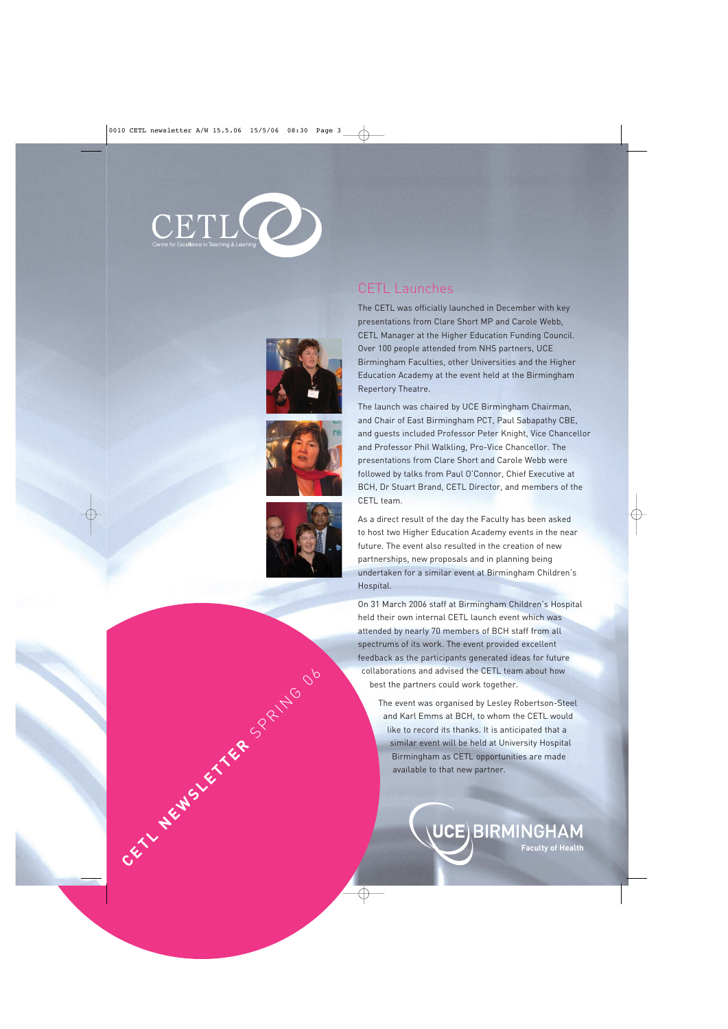CETL

Centre for Excellence in Teaching & Learning

## CETL Launches

The CETL was officially launched in December with key presentations from Clare Short MP and Carole Webb, CETL Manager at the Higher Education Funding Council. Over 100 people attended from NHS partners, UCE Birmingham Faculties, other Universities and the Higher Education Academy at the event held at the Birmingham Repertory Theatre.

The launch was chaired by UCE Birmingham Chairman, and Chair of East Birmingham PCT, Paul Sabapathy CBE, and guests included Professor Peter Knight, Vice Chancellor and Professor Phil Walkling, Pro-Vice Chancellor. The presentations from Clare Short and Carole Webb were followed by talks from Paul O'Connor, Chief Executive at BCH, Dr Stuart Brand, CETL Director, and members of the CETL team.

As a direct result of the day the Faculty has been asked to host two Higher Education Academy events in the near future. The event also resulted in the creation of new partnerships, new proposals and in planning being undertaken for a similar event at Birmingham Children's Hospital.

On 31 March 2006 staff at Birmingham Children's Hospital held their own internal CETL launch event which was attended by nearly 70 members of BCH staff from all spectrums of its work. The event provided excellent feedback as the participants generated ideas for future collaborations and advised the CETL team about how best the partners could work together.

The event was organised by Lesley Robertson-Steel and Karl Emms at BCH, to whom the CETL would like to record its thanks. It is anticipated that a similar event will be held at University Hospital Birmingham as CETL opportunities are made available to that new partner.

**CETL NEWSLETTER** SPRING 06

UCE BIRMINGHAM

Faculty of Health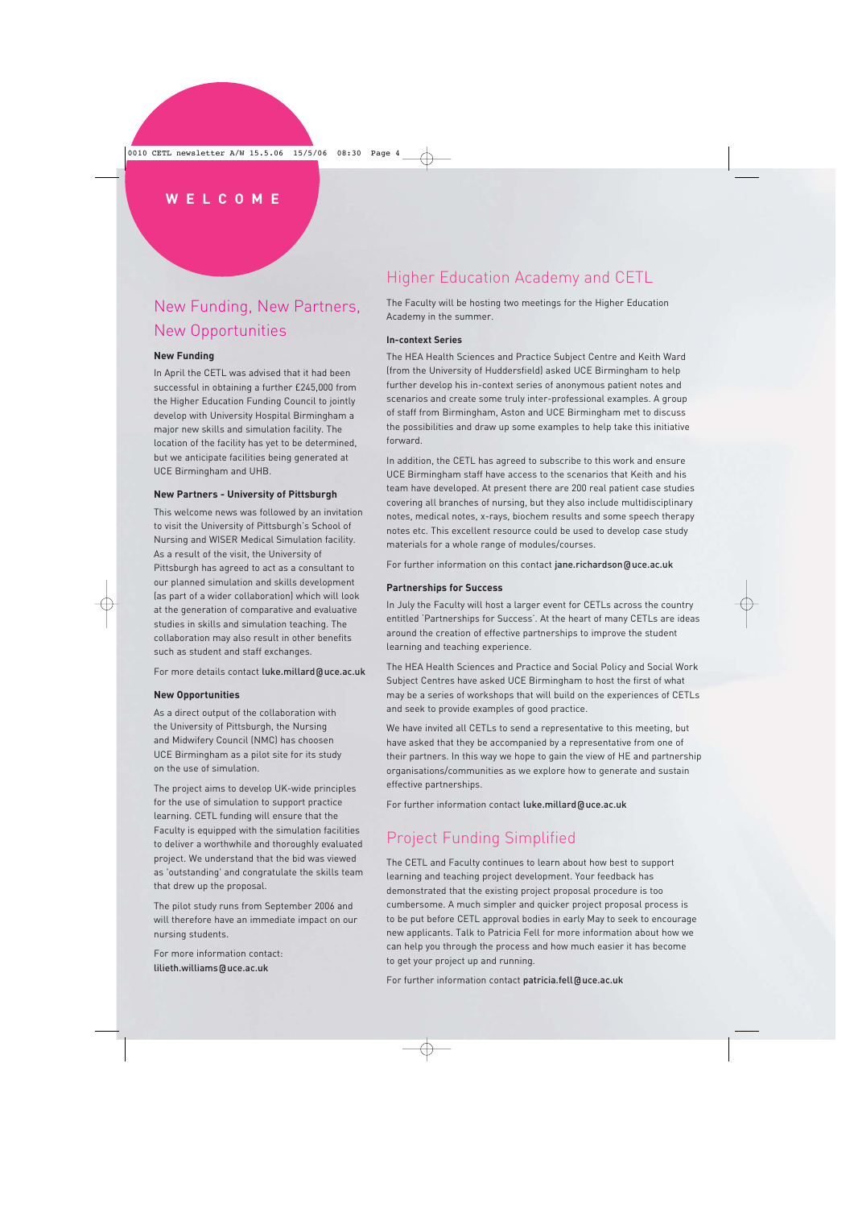# WELCOME

## New Funding, New Partners, New Opportunities

### New Funding

In April the CETL was advised that it had been successful in obtaining a further £245,000 from the Higher Education Funding Council to jointly develop with University Hospital Birmingham a major new skills and simulation facility. The location of the facility has yet to be determined, but we anticipate facilities being generated at UCE Birmingham and UHB.

### New Partners - University of Pittsburgh

This welcome news was followed by an invitation to visit the University of Pittsburgh's School of Nursing and WISER Medical Simulation facility. As a result of the visit, the University of Pittsburgh has agreed to act as a consultant to our planned simulation and skills development (as part of a wider collaboration) which will look at the generation of comparative and evaluative studies in skills and simulation teaching. The collaboration may also result in other benefits such as student and staff exchanges.

For more details contact **luke.millard@uce.ac.uk**

### New Opportunities

As a direct output of the collaboration with the University of Pittsburgh, the Nursing and Midwifery Council (NMC) has choosen UCE Birmingham as a pilot site for its study on the use of simulation.

The project aims to develop UK-wide principles for the use of simulation to support practice learning. CETL funding will ensure that the Faculty is equipped with the simulation facilities to deliver a worthwhile and thoroughly evaluated project. We understand that the bid was viewed as 'outstanding' and congratulate the skills team that drew up the proposal.

The pilot study runs from September 2006 and will therefore have an immediate impact on our nursing students.

For more information contact:
**lilieth.williams@uce.ac.uk**

## Higher Education Academy and CETL

The Faculty will be hosting two meetings for the Higher Education Academy in the summer.

### In-context Series

The HEA Health Sciences and Practice Subject Centre and Keith Ward (from the University of Huddersfield) asked UCE Birmingham to help further develop his in-context series of anonymous patient notes and scenarios and create some truly inter-professional examples. A group of staff from Birmingham, Aston and UCE Birmingham met to discuss the possibilities and draw up some examples to help take this initiative forward.

In addition, the CETL has agreed to subscribe to this work and ensure UCE Birmingham staff have access to the scenarios that Keith and his team have developed. At present there are 200 real patient case studies covering all branches of nursing, but they also include multidisciplinary notes, medical notes, x-rays, biochem results and some speech therapy notes etc. This excellent resource could be used to develop case study materials for a whole range of modules/courses.

For further information on this contact **jane.richardson@uce.ac.uk**

### Partnerships for Success

In July the Faculty will host a larger event for CETLs across the country entitled 'Partnerships for Success'. At the heart of many CETLs are ideas around the creation of effective partnerships to improve the student learning and teaching experience.

The HEA Health Sciences and Practice and Social Policy and Social Work Subject Centres have asked UCE Birmingham to host the first of what may be a series of workshops that will build on the experiences of CETLs and seek to provide examples of good practice.

We have invited all CETLs to send a representative to this meeting, but have asked that they be accompanied by a representative from one of their partners. In this way we hope to gain the view of HE and partnership organisations/communities as we explore how to generate and sustain effective partnerships.

For further information contact **luke.millard@uce.ac.uk**

## Project Funding Simplified

The CETL and Faculty continues to learn about how best to support learning and teaching project development. Your feedback has demonstrated that the existing project proposal procedure is too cumbersome. A much simpler and quicker project proposal process is to be put before CETL approval bodies in early May to seek to encourage new applicants. Talk to Patricia Fell for more information about how we can help you through the process and how much easier it has become to get your project up and running.

For further information contact **patricia.fell@uce.ac.uk**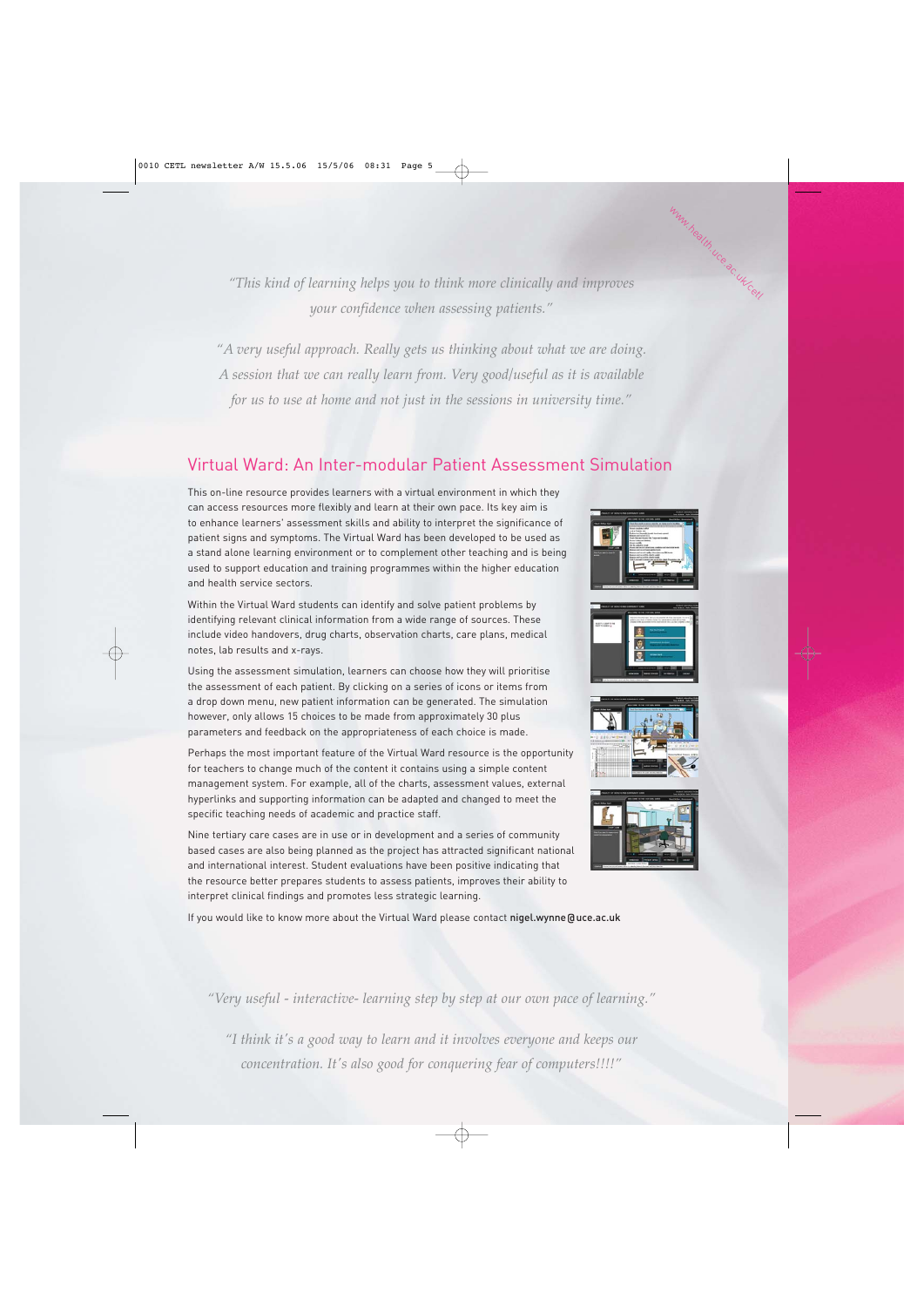*"This kind of learning helps you to think more clinically and improves your confidence when assessing patients."*

*"A very useful approach. Really gets us thinking about what we are doing. A session that we can really learn from. Very good/useful as it is available for us to use at home and not just in the sessions in university time."*

## Virtual Ward: An Inter-modular Patient Assessment Simulation

This on-line resource provides learners with a virtual environment in which they can access resources more flexibly and learn at their own pace. Its key aim is to enhance learners' assessment skills and ability to interpret the significance of patient signs and symptoms. The Virtual Ward has been developed to be used as a stand alone learning environment or to complement other teaching and is being used to support education and training programmes within the higher education and health service sectors.

Within the Virtual Ward students can identify and solve patient problems by identifying relevant clinical information from a wide range of sources. These include video handovers, drug charts, observation charts, care plans, medical notes, lab results and x-rays.

Using the assessment simulation, learners can choose how they will prioritise the assessment of each patient. By clicking on a series of icons or items from a drop down menu, new patient information can be generated. The simulation however, only allows 15 choices to be made from approximately 30 plus parameters and feedback on the appropriateness of each choice is made.

Perhaps the most important feature of the Virtual Ward resource is the opportunity for teachers to change much of the content it contains using a simple content management system. For example, all of the charts, assessment values, external hyperlinks and supporting information can be adapted and changed to meet the specific teaching needs of academic and practice staff.

Nine tertiary care cases are in use or in development and a series of community based cases are also being planned as the project has attracted significant national and international interest. Student evaluations have been positive indicating that the resource better prepares students to assess patients, improves their ability to interpret clinical findings and promotes less strategic learning.

If you would like to know more about the Virtual Ward please contact **nigel.wynne@uce.ac.uk**

*"Very useful - interactive- learning step by step at our own pace of learning."*

*"I think it's a good way to learn and it involves everyone and keeps our concentration. It's also good for conquering fear of computers!!!!"*

www.health.uce.ac.uk/cetl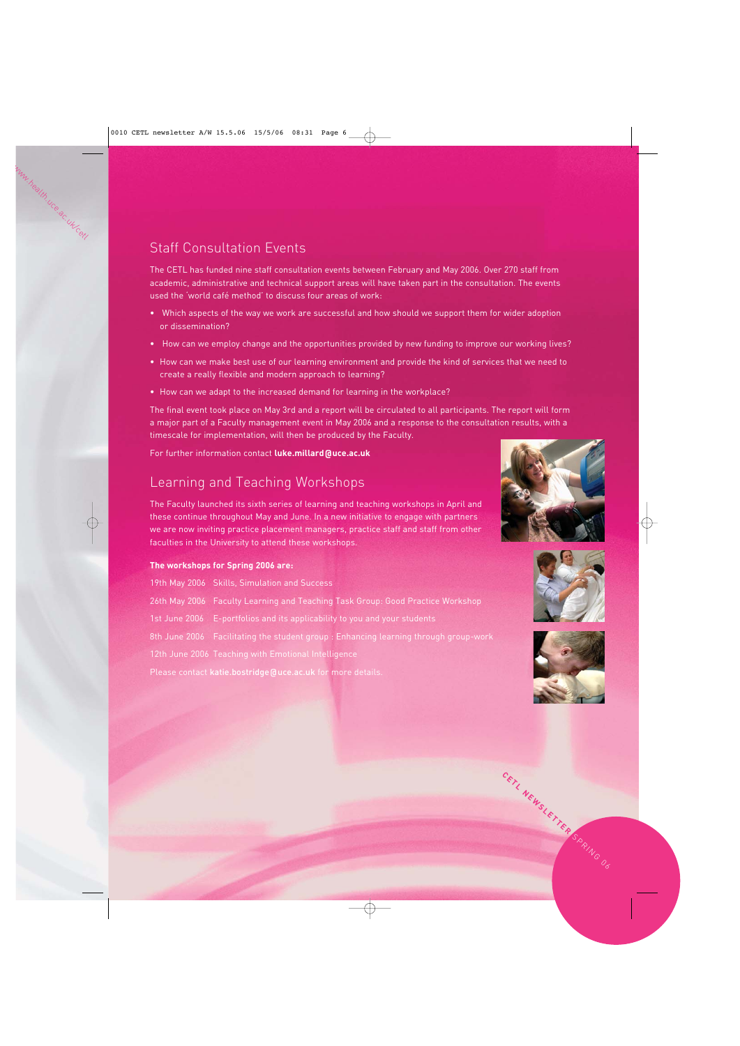## Staff Consultation Events

The CETL has funded nine staff consultation events between February and May 2006. Over 270 staff from academic, administrative and technical support areas will have taken part in the consultation. The events used the 'world café method' to discuss four areas of work:

- Which aspects of the way we work are successful and how should we support them for wider adoption or dissemination?
- How can we employ change and the opportunities provided by new funding to improve our working lives?
- How can we make best use of our learning environment and provide the kind of services that we need to create a really flexible and modern approach to learning?
- How can we adapt to the increased demand for learning in the workplace?

The final event took place on May 3rd and a report will be circulated to all participants. The report will form a major part of a Faculty management event in May 2006 and a response to the consultation results, with a timescale for implementation, will then be produced by the Faculty.

For further information contact **luke.millard@uce.ac.uk**

## Learning and Teaching Workshops

The Faculty launched its sixth series of learning and teaching workshops in April and these continue throughout May and June. In a new initiative to engage with partners we are now inviting practice placement managers, practice staff and staff from other faculties in the University to attend these workshops.

**The workshops for Spring 2006 are:**

19th May 2006 Skills, Simulation and Success

26th May 2006 Faculty Learning and Teaching Task Group: Good Practice Workshop

1st June 2006 E-portfolios and its applicability to you and your students

8th June 2006 Facilitating the student group : Enhancing learning through group-work

12th June 2006 Teaching with Emotional Intelligence

Please contact **katie.bostridge@uce.ac.uk** for more details.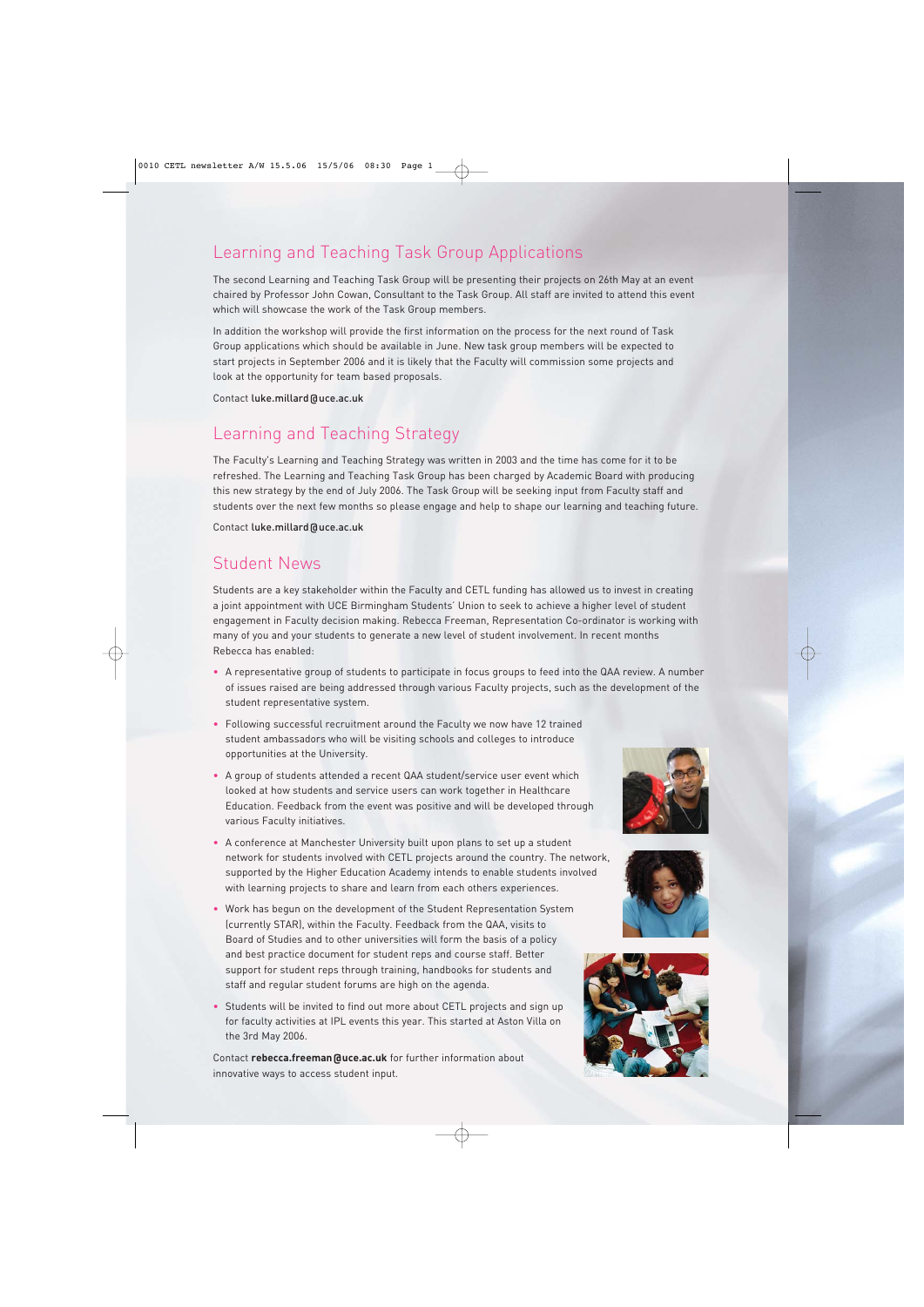## Learning and Teaching Task Group Applications

The second Learning and Teaching Task Group will be presenting their projects on 26th May at an event chaired by Professor John Cowan, Consultant to the Task Group. All staff are invited to attend this event which will showcase the work of the Task Group members.

In addition the workshop will provide the first information on the process for the next round of Task Group applications which should be available in June. New task group members will be expected to start projects in September 2006 and it is likely that the Faculty will commission some projects and look at the opportunity for team based proposals.

Contact **luke.millard@uce.ac.uk**

## Learning and Teaching Strategy

The Faculty's Learning and Teaching Strategy was written in 2003 and the time has come for it to be refreshed. The Learning and Teaching Task Group has been charged by Academic Board with producing this new strategy by the end of July 2006. The Task Group will be seeking input from Faculty staff and students over the next few months so please engage and help to shape our learning and teaching future.

Contact **luke.millard@uce.ac.uk**

## Student News

Students are a key stakeholder within the Faculty and CETL funding has allowed us to invest in creating a joint appointment with UCE Birmingham Students' Union to seek to achieve a higher level of student engagement in Faculty decision making. Rebecca Freeman, Representation Co-ordinator is working with many of you and your students to generate a new level of student involvement. In recent months Rebecca has enabled:

- A representative group of students to participate in focus groups to feed into the QAA review. A number of issues raised are being addressed through various Faculty projects, such as the development of the student representative system.
- Following successful recruitment around the Faculty we now have 12 trained student ambassadors who will be visiting schools and colleges to introduce opportunities at the University.
- A group of students attended a recent QAA student/service user event which looked at how students and service users can work together in Healthcare Education. Feedback from the event was positive and will be developed through various Faculty initiatives.
- A conference at Manchester University built upon plans to set up a student network for students involved with CETL projects around the country. The network, supported by the Higher Education Academy intends to enable students involved with learning projects to share and learn from each others experiences.
- Work has begun on the development of the Student Representation System (currently STAR), within the Faculty. Feedback from the QAA, visits to Board of Studies and to other universities will form the basis of a policy and best practice document for student reps and course staff. Better support for student reps through training, handbooks for students and staff and regular student forums are high on the agenda.
- Students will be invited to find out more about CETL projects and sign up for faculty activities at IPL events this year. This started at Aston Villa on the 3rd May 2006.

Contact **rebecca.freeman@uce.ac.uk** for further information about innovative ways to access student input.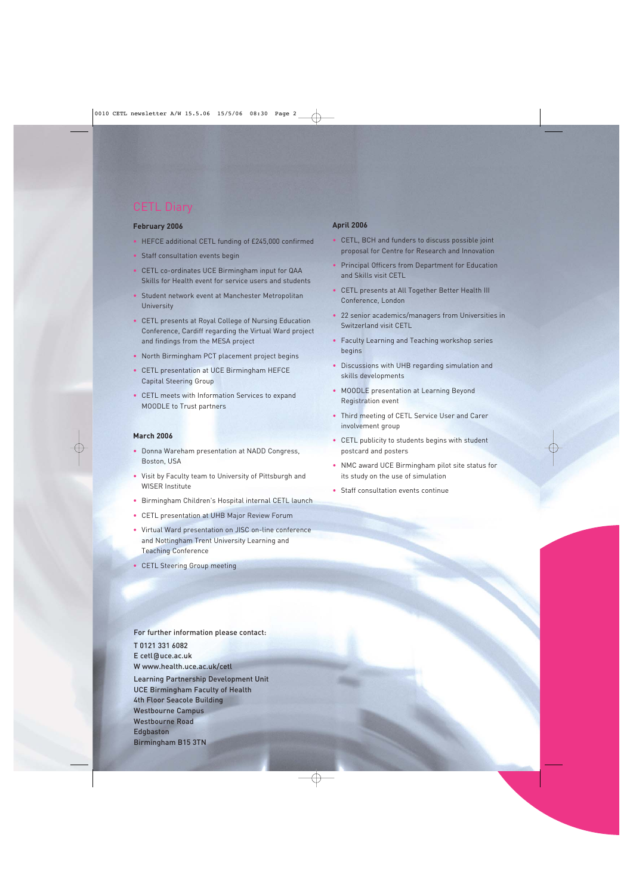## CETL Diary

### February 2006

- HEFCE additional CETL funding of £245,000 confirmed
- Staff consultation events begin
- CETL co-ordinates UCE Birmingham input for QAA Skills for Health event for service users and students
- Student network event at Manchester Metropolitan University
- CETL presents at Royal College of Nursing Education Conference, Cardiff regarding the Virtual Ward project and findings from the MESA project
- North Birmingham PCT placement project begins
- CETL presentation at UCE Birmingham HEFCE Capital Steering Group
- CETL meets with Information Services to expand MOODLE to Trust partners

### March 2006

- Donna Wareham presentation at NADD Congress, Boston, USA
- Visit by Faculty team to University of Pittsburgh and WISER Institute
- Birmingham Children's Hospital internal CETL launch
- CETL presentation at UHB Major Review Forum
- Virtual Ward presentation on JISC on-line conference and Nottingham Trent University Learning and Teaching Conference
- CETL Steering Group meeting

### April 2006

- CETL, BCH and funders to discuss possible joint proposal for Centre for Research and Innovation
- Principal Officers from Department for Education and Skills visit CETL
- CETL presents at All Together Better Health III Conference, London
- 22 senior academics/managers from Universities in Switzerland visit CETL
- Faculty Learning and Teaching workshop series begins
- Discussions with UHB regarding simulation and skills developments
- MOODLE presentation at Learning Beyond Registration event
- Third meeting of CETL Service User and Carer involvement group
- CETL publicity to students begins with student postcard and posters
- NMC award UCE Birmingham pilot site status for its study on the use of simulation
- Staff consultation events continue

For further information please contact:

T 0121 331 6082
E cetl@uce.ac.uk
W www.health.uce.ac.uk/cetl

**Learning Partnership Development Unit**
**UCE Birmingham Faculty of Health**
**4th Floor Seacole Building**
**Westbourne Campus**
**Westbourne Road**
**Edgbaston**
**Birmingham B15 3TN**